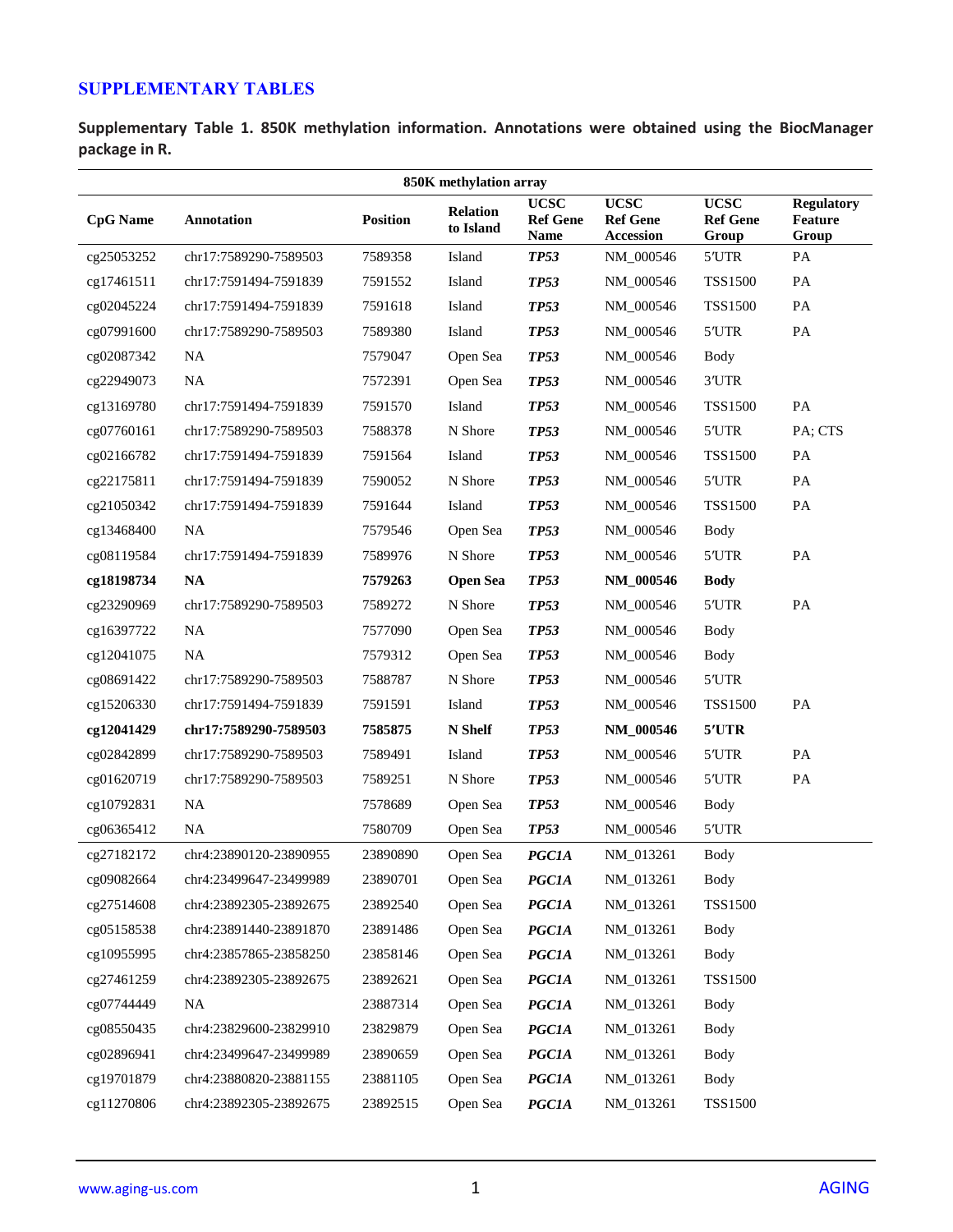## SUPPLEMENTARY TABLES

**Supplementary Table 1. 850K methylation information. Annotations were obtained using the BiocManager package in R.**

| 850K methylation array | | | | | | | |
|---|---|---|---|---|---|---|---|
| **CpG Name** | **Annotation** | **Position** | **Relation to Island** | **UCSC Ref Gene Name** | **UCSC Ref Gene Accession** | **UCSC Ref Gene Group** | **Regulatory Feature Group** |
| cg25053252 | chr17:7589290-7589503 | 7589358 | Island | ***TP53*** | NM_000546 | 5′UTR | PA |
| cg17461511 | chr17:7591494-7591839 | 7591552 | Island | ***TP53*** | NM_000546 | TSS1500 | PA |
| cg02045224 | chr17:7591494-7591839 | 7591618 | Island | ***TP53*** | NM_000546 | TSS1500 | PA |
| cg07991600 | chr17:7589290-7589503 | 7589380 | Island | ***TP53*** | NM_000546 | 5′UTR | PA |
| cg02087342 | NA | 7579047 | Open Sea | ***TP53*** | NM_000546 | Body | |
| cg22949073 | NA | 7572391 | Open Sea | ***TP53*** | NM_000546 | 3′UTR | |
| cg13169780 | chr17:7591494-7591839 | 7591570 | Island | ***TP53*** | NM_000546 | TSS1500 | PA |
| cg07760161 | chr17:7589290-7589503 | 7588378 | N Shore | ***TP53*** | NM_000546 | 5′UTR | PA; CTS |
| cg02166782 | chr17:7591494-7591839 | 7591564 | Island | ***TP53*** | NM_000546 | TSS1500 | PA |
| cg22175811 | chr17:7591494-7591839 | 7590052 | N Shore | ***TP53*** | NM_000546 | 5′UTR | PA |
| cg21050342 | chr17:7591494-7591839 | 7591644 | Island | ***TP53*** | NM_000546 | TSS1500 | PA |
| cg13468400 | NA | 7579546 | Open Sea | ***TP53*** | NM_000546 | Body | |
| cg08119584 | chr17:7591494-7591839 | 7589976 | N Shore | ***TP53*** | NM_000546 | 5′UTR | PA |
| **cg18198734** | **NA** | **7579263** | **Open Sea** | ***TP53*** | **NM_000546** | **Body** | |
| cg23290969 | chr17:7589290-7589503 | 7589272 | N Shore | ***TP53*** | NM_000546 | 5′UTR | PA |
| cg16397722 | NA | 7577090 | Open Sea | ***TP53*** | NM_000546 | Body | |
| cg12041075 | NA | 7579312 | Open Sea | ***TP53*** | NM_000546 | Body | |
| cg08691422 | chr17:7589290-7589503 | 7588787 | N Shore | ***TP53*** | NM_000546 | 5′UTR | |
| cg15206330 | chr17:7591494-7591839 | 7591591 | Island | ***TP53*** | NM_000546 | TSS1500 | PA |
| **cg12041429** | **chr17:7589290-7589503** | **7585875** | **N Shelf** | ***TP53*** | **NM_000546** | **5′UTR** | |
| cg02842899 | chr17:7589290-7589503 | 7589491 | Island | ***TP53*** | NM_000546 | 5′UTR | PA |
| cg01620719 | chr17:7589290-7589503 | 7589251 | N Shore | ***TP53*** | NM_000546 | 5′UTR | PA |
| cg10792831 | NA | 7578689 | Open Sea | ***TP53*** | NM_000546 | Body | |
| cg06365412 | NA | 7580709 | Open Sea | ***TP53*** | NM_000546 | 5′UTR | |
| cg27182172 | chr4:23890120-23890955 | 23890890 | Open Sea | ***PGC1A*** | NM_013261 | Body | |
| cg09082664 | chr4:23499647-23499989 | 23890701 | Open Sea | ***PGC1A*** | NM_013261 | Body | |
| cg27514608 | chr4:23892305-23892675 | 23892540 | Open Sea | ***PGC1A*** | NM_013261 | TSS1500 | |
| cg05158538 | chr4:23891440-23891870 | 23891486 | Open Sea | ***PGC1A*** | NM_013261 | Body | |
| cg10955995 | chr4:23857865-23858250 | 23858146 | Open Sea | ***PGC1A*** | NM_013261 | Body | |
| cg27461259 | chr4:23892305-23892675 | 23892621 | Open Sea | ***PGC1A*** | NM_013261 | TSS1500 | |
| cg07744449 | NA | 23887314 | Open Sea | ***PGC1A*** | NM_013261 | Body | |
| cg08550435 | chr4:23829600-23829910 | 23829879 | Open Sea | ***PGC1A*** | NM_013261 | Body | |
| cg02896941 | chr4:23499647-23499989 | 23890659 | Open Sea | ***PGC1A*** | NM_013261 | Body | |
| cg19701879 | chr4:23880820-23881155 | 23881105 | Open Sea | ***PGC1A*** | NM_013261 | Body | |
| cg11270806 | chr4:23892305-23892675 | 23892515 | Open Sea | ***PGC1A*** | NM_013261 | TSS1500 | |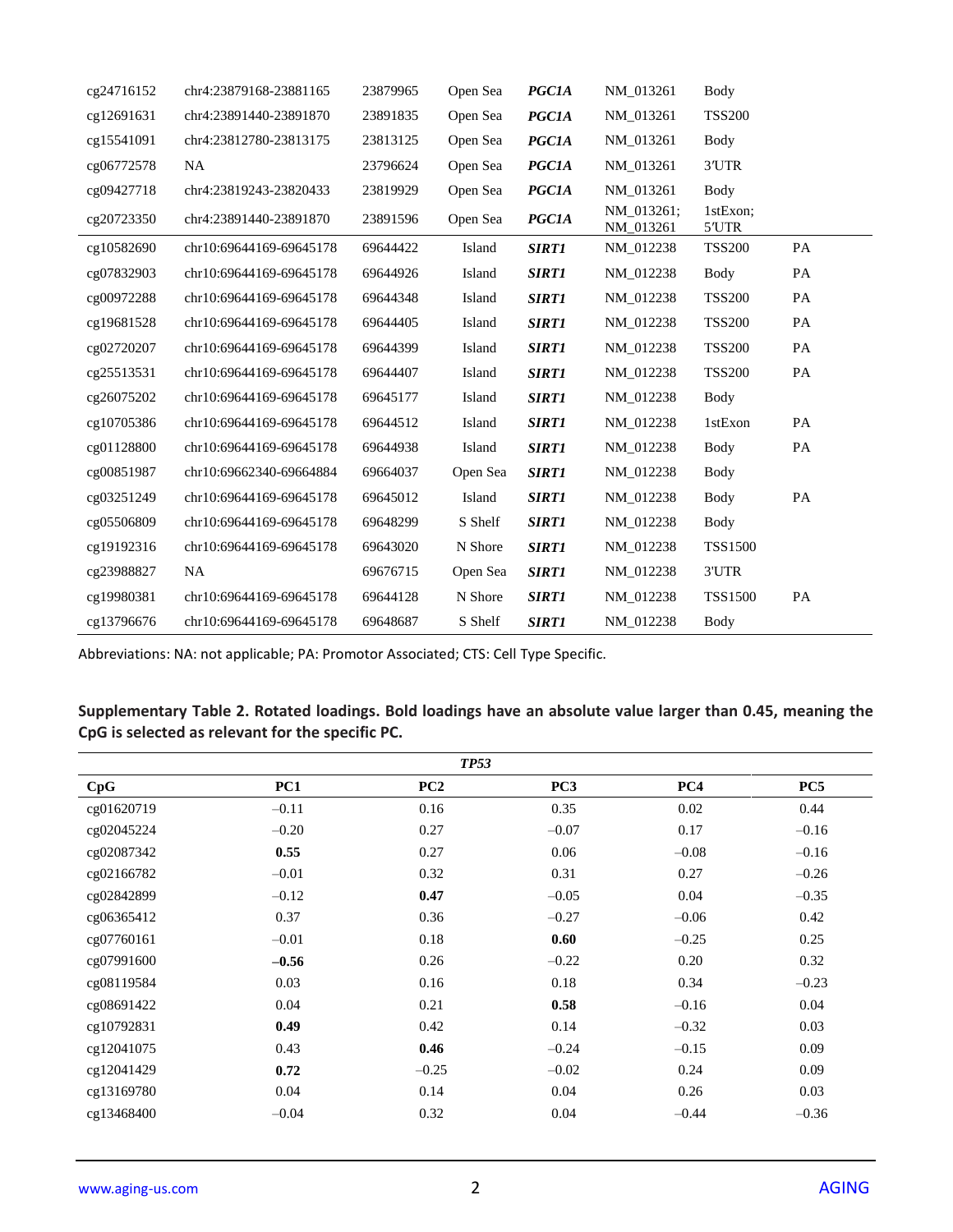| | | | | | | | |
|---|---|---|---|---|---|---|---|
| cg24716152 | chr4:23879168-23881165 | 23879965 | Open Sea | ***PGC1A*** | NM_013261 | Body | |
| cg12691631 | chr4:23891440-23891870 | 23891835 | Open Sea | ***PGC1A*** | NM_013261 | TSS200 | |
| cg15541091 | chr4:23812780-23813175 | 23813125 | Open Sea | ***PGC1A*** | NM_013261 | Body | |
| cg06772578 | NA | 23796624 | Open Sea | ***PGC1A*** | NM_013261 | 3′UTR | |
| cg09427718 | chr4:23819243-23820433 | 23819929 | Open Sea | ***PGC1A*** | NM_013261 | Body | |
| cg20723350 | chr4:23891440-23891870 | 23891596 | Open Sea | ***PGC1A*** | NM_013261; NM_013261 | 1stExon; 5′UTR | |
| cg10582690 | chr10:69644169-69645178 | 69644422 | Island | ***SIRT1*** | NM_012238 | TSS200 | PA |
| cg07832903 | chr10:69644169-69645178 | 69644926 | Island | ***SIRT1*** | NM_012238 | Body | PA |
| cg00972288 | chr10:69644169-69645178 | 69644348 | Island | ***SIRT1*** | NM_012238 | TSS200 | PA |
| cg19681528 | chr10:69644169-69645178 | 69644405 | Island | ***SIRT1*** | NM_012238 | TSS200 | PA |
| cg02720207 | chr10:69644169-69645178 | 69644399 | Island | ***SIRT1*** | NM_012238 | TSS200 | PA |
| cg25513531 | chr10:69644169-69645178 | 69644407 | Island | ***SIRT1*** | NM_012238 | TSS200 | PA |
| cg26075202 | chr10:69644169-69645178 | 69645177 | Island | ***SIRT1*** | NM_012238 | Body | |
| cg10705386 | chr10:69644169-69645178 | 69644512 | Island | ***SIRT1*** | NM_012238 | 1stExon | PA |
| cg01128800 | chr10:69644169-69645178 | 69644938 | Island | ***SIRT1*** | NM_012238 | Body | PA |
| cg00851987 | chr10:69662340-69664884 | 69664037 | Open Sea | ***SIRT1*** | NM_012238 | Body | |
| cg03251249 | chr10:69644169-69645178 | 69645012 | Island | ***SIRT1*** | NM_012238 | Body | PA |
| cg05506809 | chr10:69644169-69645178 | 69648299 | S Shelf | ***SIRT1*** | NM_012238 | Body | |
| cg19192316 | chr10:69644169-69645178 | 69643020 | N Shore | ***SIRT1*** | NM_012238 | TSS1500 | |
| cg23988827 | NA | 69676715 | Open Sea | ***SIRT1*** | NM_012238 | 3'UTR | |
| cg19980381 | chr10:69644169-69645178 | 69644128 | N Shore | ***SIRT1*** | NM_012238 | TSS1500 | PA |
| cg13796676 | chr10:69644169-69645178 | 69648687 | S Shelf | ***SIRT1*** | NM_012238 | Body | |

Abbreviations: NA: not applicable; PA: Promotor Associated; CTS: Cell Type Specific.

**Supplementary Table 2. Rotated loadings. Bold loadings have an absolute value larger than 0.45, meaning the CpG is selected as relevant for the specific PC.**

| | | *TP53* | | | |
|---|---|---|---|---|---|
| **CpG** | **PC1** | **PC2** | **PC3** | **PC4** | **PC5** |
| cg01620719 | −0.11 | 0.16 | 0.35 | 0.02 | 0.44 |
| cg02045224 | −0.20 | 0.27 | −0.07 | 0.17 | −0.16 |
| cg02087342 | **0.55** | 0.27 | 0.06 | −0.08 | −0.16 |
| cg02166782 | −0.01 | 0.32 | 0.31 | 0.27 | −0.26 |
| cg02842899 | −0.12 | **0.47** | −0.05 | 0.04 | −0.35 |
| cg06365412 | 0.37 | 0.36 | −0.27 | −0.06 | 0.42 |
| cg07760161 | −0.01 | 0.18 | **0.60** | −0.25 | 0.25 |
| cg07991600 | **−0.56** | 0.26 | −0.22 | 0.20 | 0.32 |
| cg08119584 | 0.03 | 0.16 | 0.18 | 0.34 | −0.23 |
| cg08691422 | 0.04 | 0.21 | **0.58** | −0.16 | 0.04 |
| cg10792831 | **0.49** | 0.42 | 0.14 | −0.32 | 0.03 |
| cg12041075 | 0.43 | **0.46** | −0.24 | −0.15 | 0.09 |
| cg12041429 | **0.72** | −0.25 | −0.02 | 0.24 | 0.09 |
| cg13169780 | 0.04 | 0.14 | 0.04 | 0.26 | 0.03 |
| cg13468400 | −0.04 | 0.32 | 0.04 | −0.44 | −0.36 |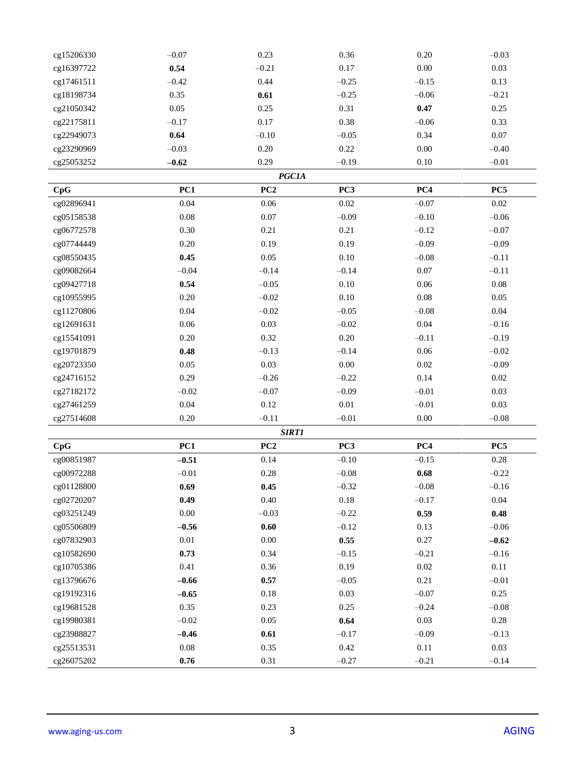| CpG | PC1 | PC2 | PC3 | PC4 | PC5 |
|---|---|---|---|---|---|
| cg15206330 | −0.07 | 0.23 | 0.36 | 0.20 | −0.03 |
| cg16397722 | **0.54** | −0.21 | 0.17 | 0.00 | 0.03 |
| cg17461511 | −0.42 | 0.44 | −0.25 | −0.15 | 0.13 |
| cg18198734 | 0.35 | **0.61** | −0.25 | −0.06 | −0.21 |
| cg21050342 | 0.05 | 0.25 | 0.31 | **0.47** | 0.25 |
| cg22175811 | −0.17 | 0.17 | 0.38 | −0.06 | 0.33 |
| cg22949073 | **0.64** | −0.10 | −0.05 | 0.34 | 0.07 |
| cg23290969 | −0.03 | 0.20 | 0.22 | 0.00 | −0.40 |
| cg25053252 | **−0.62** | 0.29 | −0.19 | 0.10 | −0.01 |
| | | ***PGC1A*** | | | |
| **CpG** | **PC1** | **PC2** | **PC3** | **PC4** | **PC5** |
| cg02896941 | 0.04 | 0.06 | 0.02 | −0.07 | 0.02 |
| cg05158538 | 0.08 | 0.07 | −0.09 | −0.10 | −0.06 |
| cg06772578 | 0.30 | 0.21 | 0.21 | −0.12 | −0.07 |
| cg07744449 | 0.20 | 0.19 | 0.19 | −0.09 | −0.09 |
| cg08550435 | **0.45** | 0.05 | 0.10 | −0.08 | −0.11 |
| cg09082664 | −0.04 | −0.14 | −0.14 | 0.07 | −0.11 |
| cg09427718 | **0.54** | −0.05 | 0.10 | 0.06 | 0.08 |
| cg10955995 | 0.20 | −0.02 | 0.10 | 0.08 | 0.05 |
| cg11270806 | 0.04 | −0.02 | −0.05 | −0.08 | 0.04 |
| cg12691631 | 0.06 | 0.03 | −0.02 | 0.04 | −0.16 |
| cg15541091 | 0.20 | 0.32 | 0.20 | −0.11 | −0.19 |
| cg19701879 | **0.48** | −0.13 | −0.14 | 0.06 | −0.02 |
| cg20723350 | 0.05 | 0.03 | 0.00 | 0.02 | −0.09 |
| cg24716152 | 0.29 | −0.26 | −0.22 | 0.14 | 0.02 |
| cg27182172 | −0.02 | −0.07 | −0.09 | −0.01 | 0.03 |
| cg27461259 | 0.04 | 0.12 | 0.01 | −0.01 | 0.03 |
| cg27514608 | 0.20 | −0.11 | −0.01 | 0.00 | −0.08 |
| | | ***SIRT1*** | | | |
| **CpG** | **PC1** | **PC2** | **PC3** | **PC4** | **PC5** |
| cg00851987 | **−0.51** | 0.14 | −0.10 | −0.15 | 0.28 |
| cg00972288 | −0.01 | 0.28 | −0.08 | **0.68** | −0.22 |
| cg01128800 | **0.69** | **0.45** | −0.32 | −0.08 | −0.16 |
| cg02720207 | **0.49** | 0.40 | 0.18 | −0.17 | 0.04 |
| cg03251249 | 0.00 | −0.03 | −0.22 | **0.59** | **0.48** |
| cg05506809 | **−0.56** | **0.60** | −0.12 | 0.13 | −0.06 |
| cg07832903 | 0.01 | 0.00 | **0.55** | 0.27 | **−0.62** |
| cg10582690 | **0.73** | 0.34 | −0.15 | −0.21 | −0.16 |
| cg10705386 | 0.41 | 0.36 | 0.19 | 0.02 | 0.11 |
| cg13796676 | **−0.66** | **0.57** | −0.05 | 0.21 | −0.01 |
| cg19192316 | **−0.65** | 0.18 | 0.03 | −0.07 | 0.25 |
| cg19681528 | 0.35 | 0.23 | 0.25 | −0.24 | −0.08 |
| cg19980381 | −0.02 | 0.05 | **0.64** | 0.03 | 0.28 |
| cg23988827 | **−0.46** | **0.61** | −0.17 | −0.09 | −0.13 |
| cg25513531 | 0.08 | 0.35 | 0.42 | 0.11 | 0.03 |
| cg26075202 | **0.76** | 0.31 | −0.27 | −0.21 | −0.14 |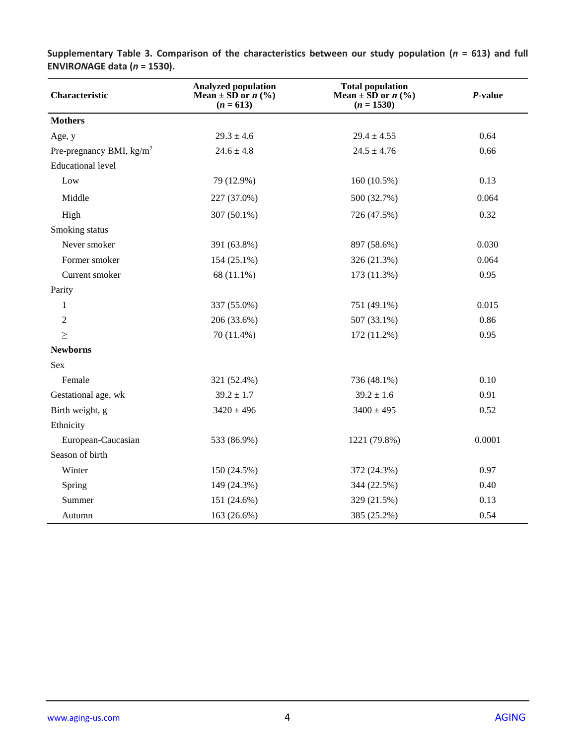**Supplementary Table 3. Comparison of the characteristics between our study population (*n* = 613) and full ENVIRO*N*AGE data (*n* = 1530).**

| Characteristic | Analyzed population Mean ± SD or *n* (%) (*n* = 613) | Total population Mean ± SD or *n* (%) (*n* = 1530) | *P*-value |
|---|---|---|---|
| **Mothers** | | | |
| Age, y | 29.3 ± 4.6 | 29.4 ± 4.55 | 0.64 |
| Pre-pregnancy BMI, kg/m$^2$ | 24.6 ± 4.8 | 24.5 ± 4.76 | 0.66 |
| Educational level | | | |
| Low | 79 (12.9%) | 160 (10.5%) | 0.13 |
| Middle | 227 (37.0%) | 500 (32.7%) | 0.064 |
| High | 307 (50.1%) | 726 (47.5%) | 0.32 |
| Smoking status | | | |
| Never smoker | 391 (63.8%) | 897 (58.6%) | 0.030 |
| Former smoker | 154 (25.1%) | 326 (21.3%) | 0.064 |
| Current smoker | 68 (11.1%) | 173 (11.3%) | 0.95 |
| Parity | | | |
| 1 | 337 (55.0%) | 751 (49.1%) | 0.015 |
| 2 | 206 (33.6%) | 507 (33.1%) | 0.86 |
| ≥ | 70 (11.4%) | 172 (11.2%) | 0.95 |
| **Newborns** | | | |
| Sex | | | |
| Female | 321 (52.4%) | 736 (48.1%) | 0.10 |
| Gestational age, wk | 39.2 ± 1.7 | 39.2 ± 1.6 | 0.91 |
| Birth weight, g | 3420 ± 496 | 3400 ± 495 | 0.52 |
| Ethnicity | | | |
| European-Caucasian | 533 (86.9%) | 1221 (79.8%) | 0.0001 |
| Season of birth | | | |
| Winter | 150 (24.5%) | 372 (24.3%) | 0.97 |
| Spring | 149 (24.3%) | 344 (22.5%) | 0.40 |
| Summer | 151 (24.6%) | 329 (21.5%) | 0.13 |
| Autumn | 163 (26.6%) | 385 (25.2%) | 0.54 |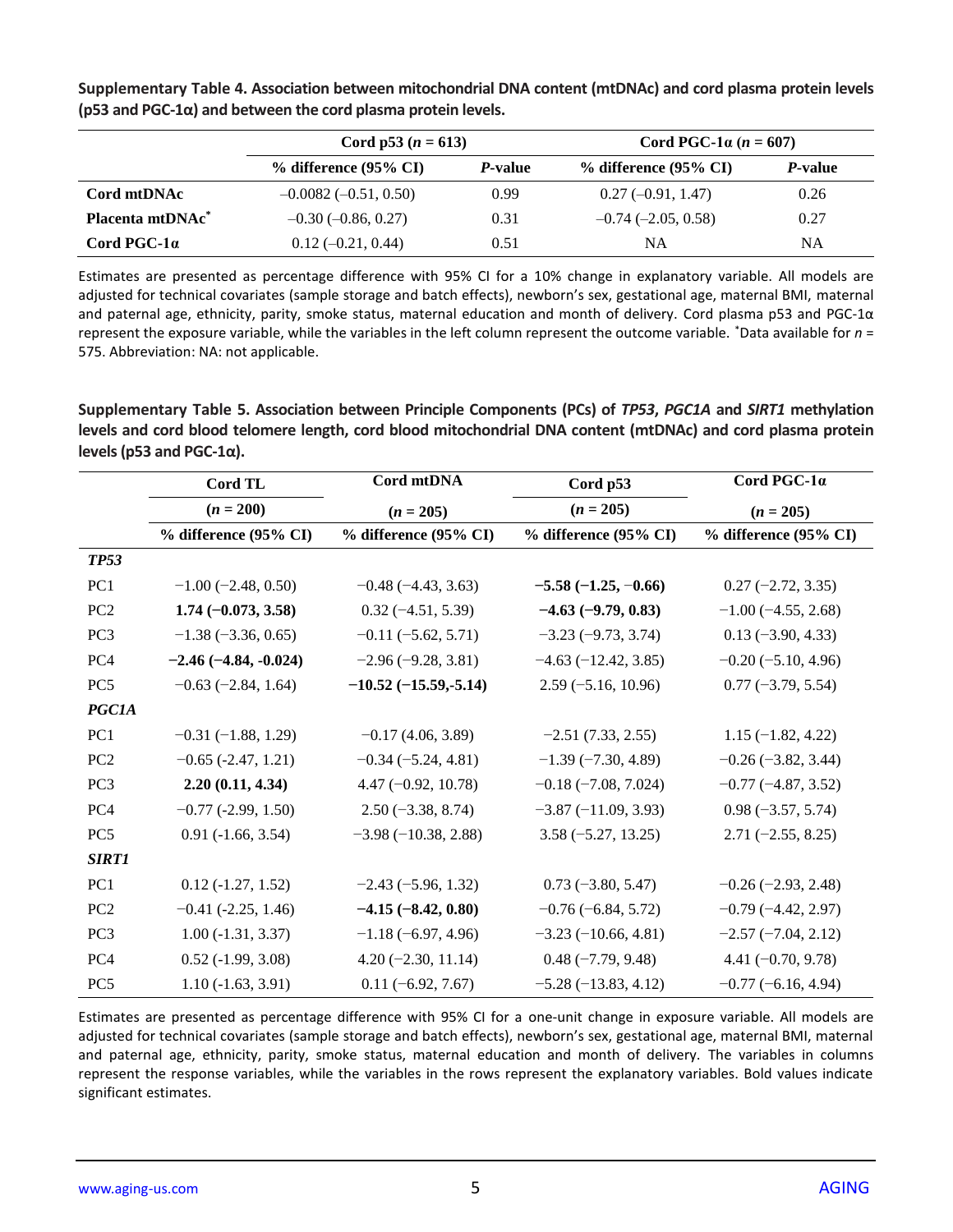**Supplementary Table 4. Association between mitochondrial DNA content (mtDNAc) and cord plasma protein levels (p53 and PGC-1α) and between the cord plasma protein levels.**

| | Cord p53 (*n* = 613) | | Cord PGC-1α (*n* = 607) | |
|---|---|---|---|---|
| | % difference (95% CI) | *P*-value | % difference (95% CI) | *P*-value |
| **Cord mtDNAc** | −0.0082 (−0.51, 0.50) | 0.99 | 0.27 (−0.91, 1.47) | 0.26 |
| **Placenta mtDNAc**[*] | −0.30 (−0.86, 0.27) | 0.31 | −0.74 (−2.05, 0.58) | 0.27 |
| **Cord PGC-1α** | 0.12 (−0.21, 0.44) | 0.51 | NA | NA |

Estimates are presented as percentage difference with 95% CI for a 10% change in explanatory variable. All models are adjusted for technical covariates (sample storage and batch effects), newborn's sex, gestational age, maternal BMI, maternal and paternal age, ethnicity, parity, smoke status, maternal education and month of delivery. Cord plasma p53 and PGC-1α represent the exposure variable, while the variables in the left column represent the outcome variable. [*]Data available for *n* = 575. Abbreviation: NA: not applicable.

**Supplementary Table 5. Association between Principle Components (PCs) of *TP53*, *PGC1A* and *SIRT1* methylation levels and cord blood telomere length, cord blood mitochondrial DNA content (mtDNAc) and cord plasma protein levels (p53 and PGC-1α).**

| | Cord TL (*n* = 200) | Cord mtDNA (*n* = 205) | Cord p53 (*n* = 205) | Cord PGC-1α (*n* = 205) |
|---|---|---|---|---|
| | % difference (95% CI) | % difference (95% CI) | % difference (95% CI) | % difference (95% CI) |
| ***TP53*** | | | | |
| PC1 | −1.00 (−2.48, 0.50) | −0.48 (−4.43, 3.63) | **−5.58 (−1.25, −0.66)** | 0.27 (−2.72, 3.35) |
| PC2 | **1.74 (−0.073, 3.58)** | 0.32 (−4.51, 5.39) | **−4.63 (−9.79, 0.83)** | −1.00 (−4.55, 2.68) |
| PC3 | −1.38 (−3.36, 0.65) | −0.11 (−5.62, 5.71) | −3.23 (−9.73, 3.74) | 0.13 (−3.90, 4.33) |
| PC4 | **−2.46 (−4.84, -0.024)** | −2.96 (−9.28, 3.81) | −4.63 (−12.42, 3.85) | −0.20 (−5.10, 4.96) |
| PC5 | −0.63 (−2.84, 1.64) | **−10.52 (−15.59,-5.14)** | 2.59 (−5.16, 10.96) | 0.77 (−3.79, 5.54) |
| ***PGC1A*** | | | | |
| PC1 | −0.31 (−1.88, 1.29) | −0.17 (4.06, 3.89) | −2.51 (7.33, 2.55) | 1.15 (−1.82, 4.22) |
| PC2 | −0.65 (-2.47, 1.21) | −0.34 (−5.24, 4.81) | −1.39 (−7.30, 4.89) | −0.26 (−3.82, 3.44) |
| PC3 | **2.20 (0.11, 4.34)** | 4.47 (−0.92, 10.78) | −0.18 (−7.08, 7.024) | −0.77 (−4.87, 3.52) |
| PC4 | −0.77 (-2.99, 1.50) | 2.50 (−3.38, 8.74) | −3.87 (−11.09, 3.93) | 0.98 (−3.57, 5.74) |
| PC5 | 0.91 (-1.66, 3.54) | −3.98 (−10.38, 2.88) | 3.58 (−5.27, 13.25) | 2.71 (−2.55, 8.25) |
| ***SIRT1*** | | | | |
| PC1 | 0.12 (-1.27, 1.52) | −2.43 (−5.96, 1.32) | 0.73 (−3.80, 5.47) | −0.26 (−2.93, 2.48) |
| PC2 | −0.41 (-2.25, 1.46) | **−4.15 (−8.42, 0.80)** | −0.76 (−6.84, 5.72) | −0.79 (−4.42, 2.97) |
| PC3 | 1.00 (-1.31, 3.37) | −1.18 (−6.97, 4.96) | −3.23 (−10.66, 4.81) | −2.57 (−7.04, 2.12) |
| PC4 | 0.52 (-1.99, 3.08) | 4.20 (−2.30, 11.14) | 0.48 (−7.79, 9.48) | 4.41 (−0.70, 9.78) |
| PC5 | 1.10 (-1.63, 3.91) | 0.11 (−6.92, 7.67) | −5.28 (−13.83, 4.12) | −0.77 (−6.16, 4.94) |

Estimates are presented as percentage difference with 95% CI for a one-unit change in exposure variable. All models are adjusted for technical covariates (sample storage and batch effects), newborn's sex, gestational age, maternal BMI, maternal and paternal age, ethnicity, parity, smoke status, maternal education and month of delivery. The variables in columns represent the response variables, while the variables in the rows represent the explanatory variables. Bold values indicate significant estimates.